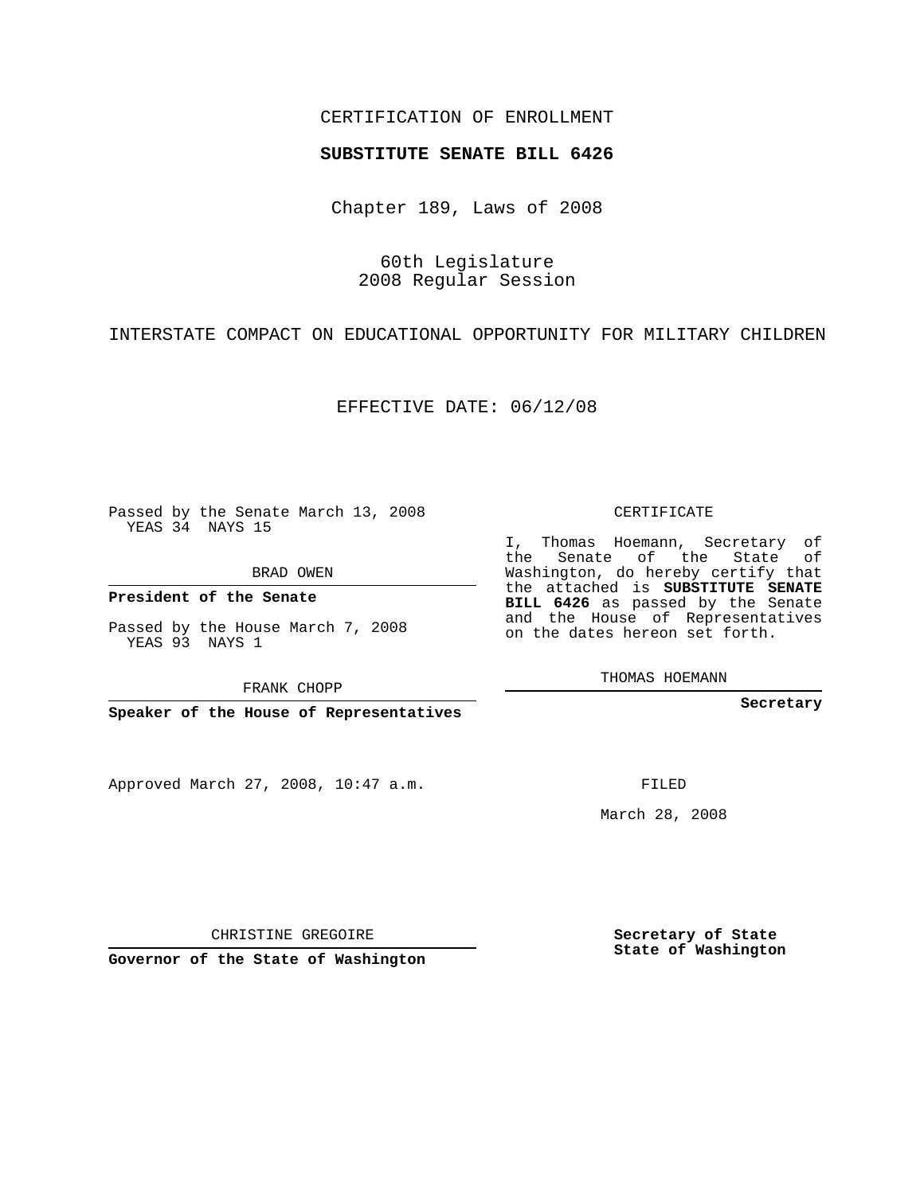CERTIFICATION OF ENROLLMENT

**SUBSTITUTE SENATE BILL 6426**

Chapter 189, Laws of 2008

60th Legislature
2008 Regular Session

INTERSTATE COMPACT ON EDUCATIONAL OPPORTUNITY FOR MILITARY CHILDREN

EFFECTIVE DATE: 06/12/08

Passed by the Senate March 13, 2008
YEAS 34 NAYS 15

BRAD OWEN

**President of the Senate**

Passed by the House March 7, 2008
YEAS 93 NAYS 1

FRANK CHOPP

**Speaker of the House of Representatives**

CERTIFICATE

I, Thomas Hoemann, Secretary of the Senate of the State of Washington, do hereby certify that the attached is **SUBSTITUTE SENATE BILL 6426** as passed by the Senate and the House of Representatives on the dates hereon set forth.

THOMAS HOEMANN

**Secretary**

Approved March 27, 2008, 10:47 a.m.

CHRISTINE GREGOIRE

**Governor of the State of Washington**

FILED

March 28, 2008

**Secretary of State**
**State of Washington**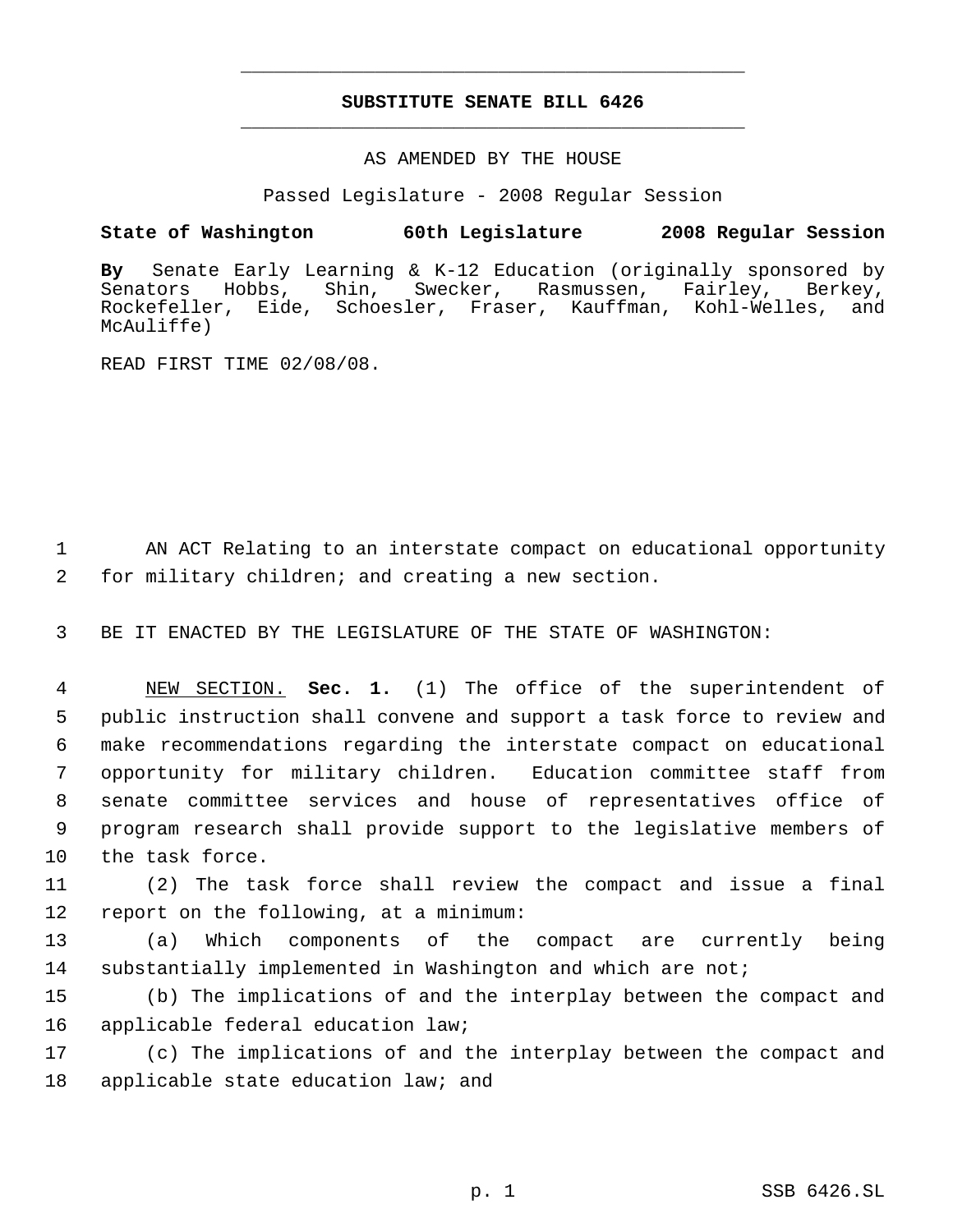# SUBSTITUTE SENATE BILL 6426

AS AMENDED BY THE HOUSE

Passed Legislature - 2008 Regular Session

**State of Washington 60th Legislature 2008 Regular Session**

**By** Senate Early Learning & K-12 Education (originally sponsored by Senators Hobbs, Shin, Swecker, Rasmussen, Fairley, Berkey, Rockefeller, Eide, Schoesler, Fraser, Kauffman, Kohl-Welles, and McAuliffe)

READ FIRST TIME 02/08/08.

1 AN ACT Relating to an interstate compact on educational opportunity
2 for military children; and creating a new section.

3 BE IT ENACTED BY THE LEGISLATURE OF THE STATE OF WASHINGTON:

4 NEW SECTION. **Sec. 1.** (1) The office of the superintendent of
5 public instruction shall convene and support a task force to review and
6 make recommendations regarding the interstate compact on educational
7 opportunity for military children. Education committee staff from
8 senate committee services and house of representatives office of
9 program research shall provide support to the legislative members of
10 the task force.

11 (2) The task force shall review the compact and issue a final
12 report on the following, at a minimum:

13 (a) Which components of the compact are currently being
14 substantially implemented in Washington and which are not;

15 (b) The implications of and the interplay between the compact and
16 applicable federal education law;

17 (c) The implications of and the interplay between the compact and
18 applicable state education law; and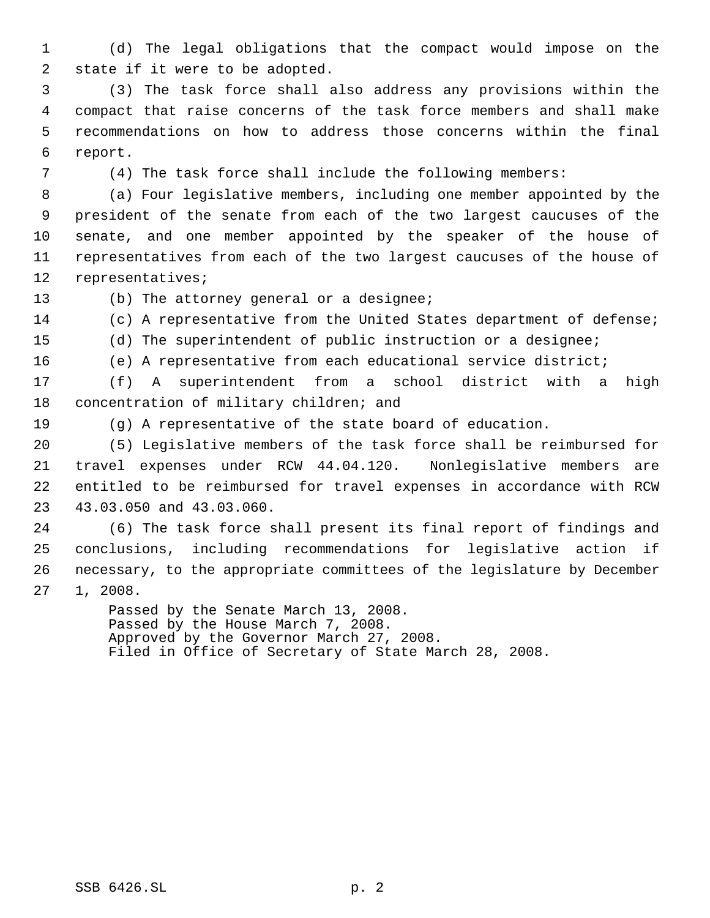(d) The legal obligations that the compact would impose on the state if it were to be adopted.

(3) The task force shall also address any provisions within the compact that raise concerns of the task force members and shall make recommendations on how to address those concerns within the final report.

(4) The task force shall include the following members:

(a) Four legislative members, including one member appointed by the president of the senate from each of the two largest caucuses of the senate, and one member appointed by the speaker of the house of representatives from each of the two largest caucuses of the house of representatives;

(b) The attorney general or a designee;

(c) A representative from the United States department of defense;

(d) The superintendent of public instruction or a designee;

(e) A representative from each educational service district;

(f) A superintendent from a school district with a high concentration of military children; and

(g) A representative of the state board of education.

(5) Legislative members of the task force shall be reimbursed for travel expenses under RCW 44.04.120. Nonlegislative members are entitled to be reimbursed for travel expenses in accordance with RCW 43.03.050 and 43.03.060.

(6) The task force shall present its final report of findings and conclusions, including recommendations for legislative action if necessary, to the appropriate committees of the legislature by December 1, 2008.

Passed by the Senate March 13, 2008.
Passed by the House March 7, 2008.
Approved by the Governor March 27, 2008.
Filed in Office of Secretary of State March 28, 2008.